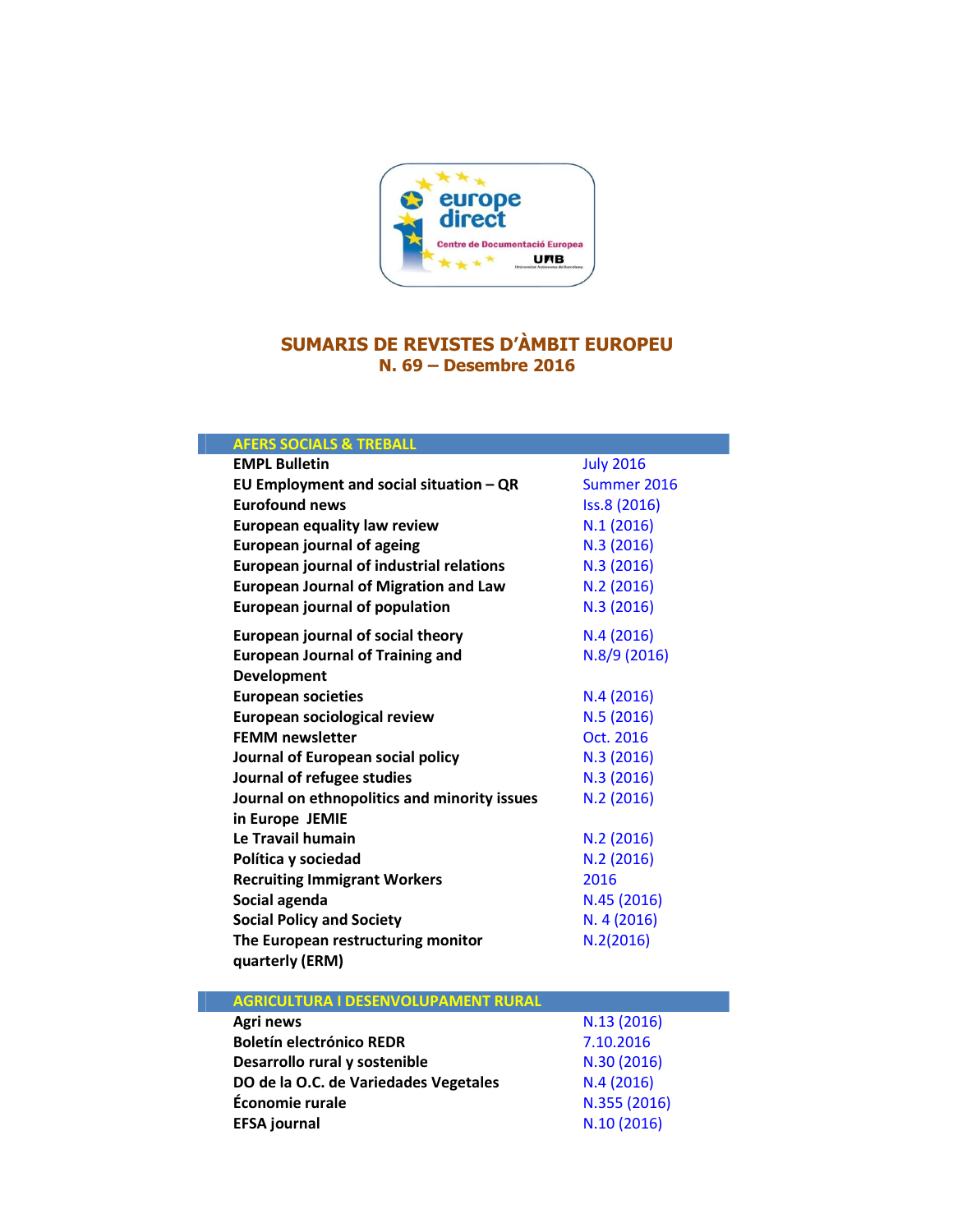# SUMARIS DE REVISTES D'ÀMBIT EUROPEU
## N. 69 – Desembre 2016

| AFERS SOCIALS & TREBALL | |
|---|---|
| **EMPL Bulletin** | July 2016 |
| **EU Employment and social situation – QR** | Summer 2016 |
| **Eurofound news** | Iss.8 (2016) |
| **European equality law review** | N.1 (2016) |
| **European journal of ageing** | N.3 (2016) |
| **European journal of industrial relations** | N.3 (2016) |
| **European Journal of Migration and Law** | N.2 (2016) |
| **European journal of population** | N.3 (2016) |
| **European journal of social theory** | N.4 (2016) |
| **European Journal of Training and Development** | N.8/9 (2016) |
| **European societies** | N.4 (2016) |
| **European sociological review** | N.5 (2016) |
| **FEMM newsletter** | Oct. 2016 |
| **Journal of European social policy** | N.3 (2016) |
| **Journal of refugee studies** | N.3 (2016) |
| **Journal on ethnopolitics and minority issues in Europe JEMIE** | N.2 (2016) |
| **Le Travail humain** | N.2 (2016) |
| **Política y sociedad** | N.2 (2016) |
| **Recruiting Immigrant Workers** | 2016 |
| **Social agenda** | N.45 (2016) |
| **Social Policy and Society** | N. 4 (2016) |
| **The European restructuring monitor quarterly (ERM)** | N.2(2016) |

| AGRICULTURA I DESENVOLUPAMENT RURAL | |
|---|---|
| **Agri news** | N.13 (2016) |
| **Boletín electrónico REDR** | 7.10.2016 |
| **Desarrollo rural y sostenible** | N.30 (2016) |
| **DO de la O.C. de Variedades Vegetales** | N.4 (2016) |
| **Économie rurale** | N.355 (2016) |
| **EFSA journal** | N.10 (2016) |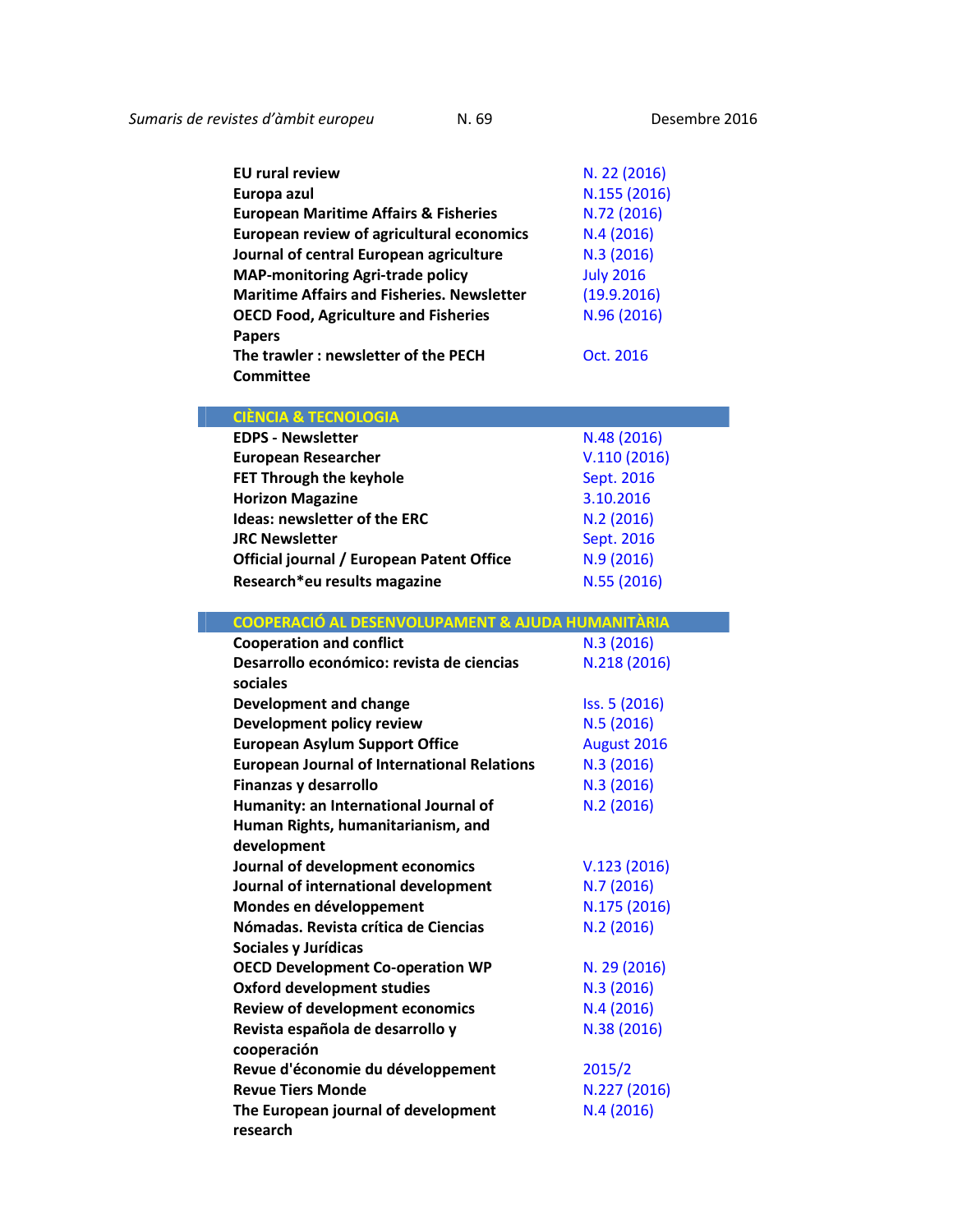| | |
|---|---|
| **EU rural review** | N. 22 (2016) |
| **Europa azul** | N.155 (2016) |
| **European Maritime Affairs & Fisheries** | N.72 (2016) |
| **European review of agricultural economics** | N.4 (2016) |
| **Journal of central European agriculture** | N.3 (2016) |
| **MAP-monitoring Agri-trade policy** | July 2016 |
| **Maritime Affairs and Fisheries. Newsletter** | (19.9.2016) |
| **OECD Food, Agriculture and Fisheries Papers** | N.96 (2016) |
| **The trawler : newsletter of the PECH Committee** | Oct. 2016 |

## CIÈNCIA & TECNOLOGIA

| | |
|---|---|
| **EDPS - Newsletter** | N.48 (2016) |
| **European Researcher** | V.110 (2016) |
| **FET Through the keyhole** | Sept. 2016 |
| **Horizon Magazine** | 3.10.2016 |
| **Ideas: newsletter of the ERC** | N.2 (2016) |
| **JRC Newsletter** | Sept. 2016 |
| **Official journal / European Patent Office** | N.9 (2016) |
| **Research*eu results magazine** | N.55 (2016) |

## COOPERACIÓ AL DESENVOLUPAMENT & AJUDA HUMANITÀRIA

| | |
|---|---|
| **Cooperation and conflict** | N.3 (2016) |
| **Desarrollo económico: revista de ciencias sociales** | N.218 (2016) |
| **Development and change** | Iss. 5 (2016) |
| **Development policy review** | N.5 (2016) |
| **European Asylum Support Office** | August 2016 |
| **European Journal of International Relations** | N.3 (2016) |
| **Finanzas y desarrollo** | N.3 (2016) |
| **Humanity: an International Journal of Human Rights, humanitarianism, and development** | N.2 (2016) |
| **Journal of development economics** | V.123 (2016) |
| **Journal of international development** | N.7 (2016) |
| **Mondes en développement** | N.175 (2016) |
| **Nómadas. Revista crítica de Ciencias Sociales y Jurídicas** | N.2 (2016) |
| **OECD Development Co-operation WP** | N. 29 (2016) |
| **Oxford development studies** | N.3 (2016) |
| **Review of development economics** | N.4 (2016) |
| **Revista española de desarrollo y cooperación** | N.38 (2016) |
| **Revue d'économie du développement** | 2015/2 |
| **Revue Tiers Monde** | N.227 (2016) |
| **The European journal of development research** | N.4 (2016) |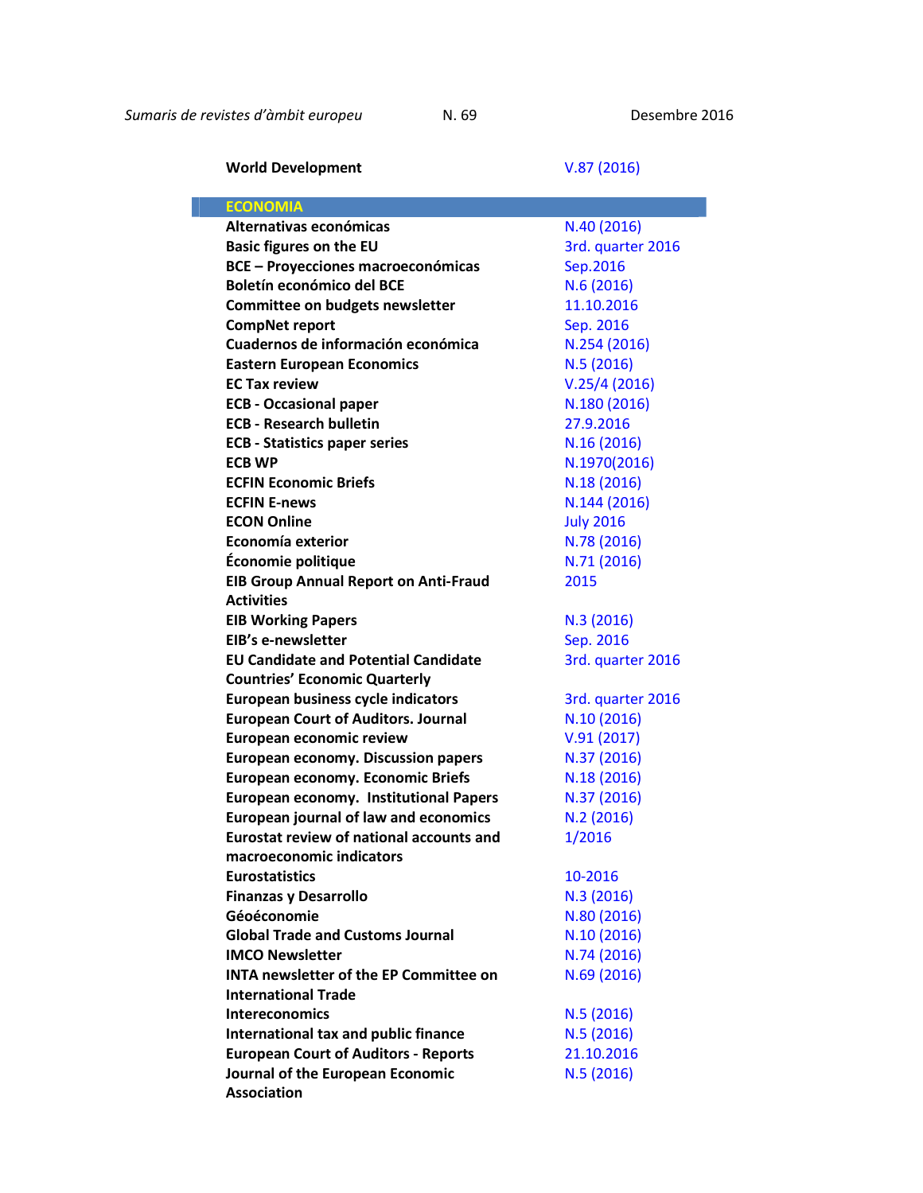| | |
|---|---|
| **World Development** | V.87 (2016) |

## ECONOMIA

| | |
|---|---|
| **Alternativas económicas** | N.40 (2016) |
| **Basic figures on the EU** | 3rd. quarter 2016 |
| **BCE – Proyecciones macroeconómicas** | Sep.2016 |
| **Boletín económico del BCE** | N.6 (2016) |
| **Committee on budgets newsletter** | 11.10.2016 |
| **CompNet report** | Sep. 2016 |
| **Cuadernos de información económica** | N.254 (2016) |
| **Eastern European Economics** | N.5 (2016) |
| **EC Tax review** | V.25/4 (2016) |
| **ECB - Occasional paper** | N.180 (2016) |
| **ECB - Research bulletin** | 27.9.2016 |
| **ECB - Statistics paper series** | N.16 (2016) |
| **ECB WP** | N.1970(2016) |
| **ECFIN Economic Briefs** | N.18 (2016) |
| **ECFIN E-news** | N.144 (2016) |
| **ECON Online** | July 2016 |
| **Economía exterior** | N.78 (2016) |
| **Économie politique** | N.71 (2016) |
| **EIB Group Annual Report on Anti-Fraud Activities** | 2015 |
| **EIB Working Papers** | N.3 (2016) |
| **EIB's e-newsletter** | Sep. 2016 |
| **EU Candidate and Potential Candidate Countries' Economic Quarterly** | 3rd. quarter 2016 |
| **European business cycle indicators** | 3rd. quarter 2016 |
| **European Court of Auditors. Journal** | N.10 (2016) |
| **European economic review** | V.91 (2017) |
| **European economy. Discussion papers** | N.37 (2016) |
| **European economy. Economic Briefs** | N.18 (2016) |
| **European economy. Institutional Papers** | N.37 (2016) |
| **European journal of law and economics** | N.2 (2016) |
| **Eurostat review of national accounts and macroeconomic indicators** | 1/2016 |
| **Eurostatistics** | 10-2016 |
| **Finanzas y Desarrollo** | N.3 (2016) |
| **Géoéconomie** | N.80 (2016) |
| **Global Trade and Customs Journal** | N.10 (2016) |
| **IMCO Newsletter** | N.74 (2016) |
| **INTA newsletter of the EP Committee on International Trade** | N.69 (2016) |
| **Intereconomics** | N.5 (2016) |
| **International tax and public finance** | N.5 (2016) |
| **European Court of Auditors - Reports** | 21.10.2016 |
| **Journal of the European Economic Association** | N.5 (2016) |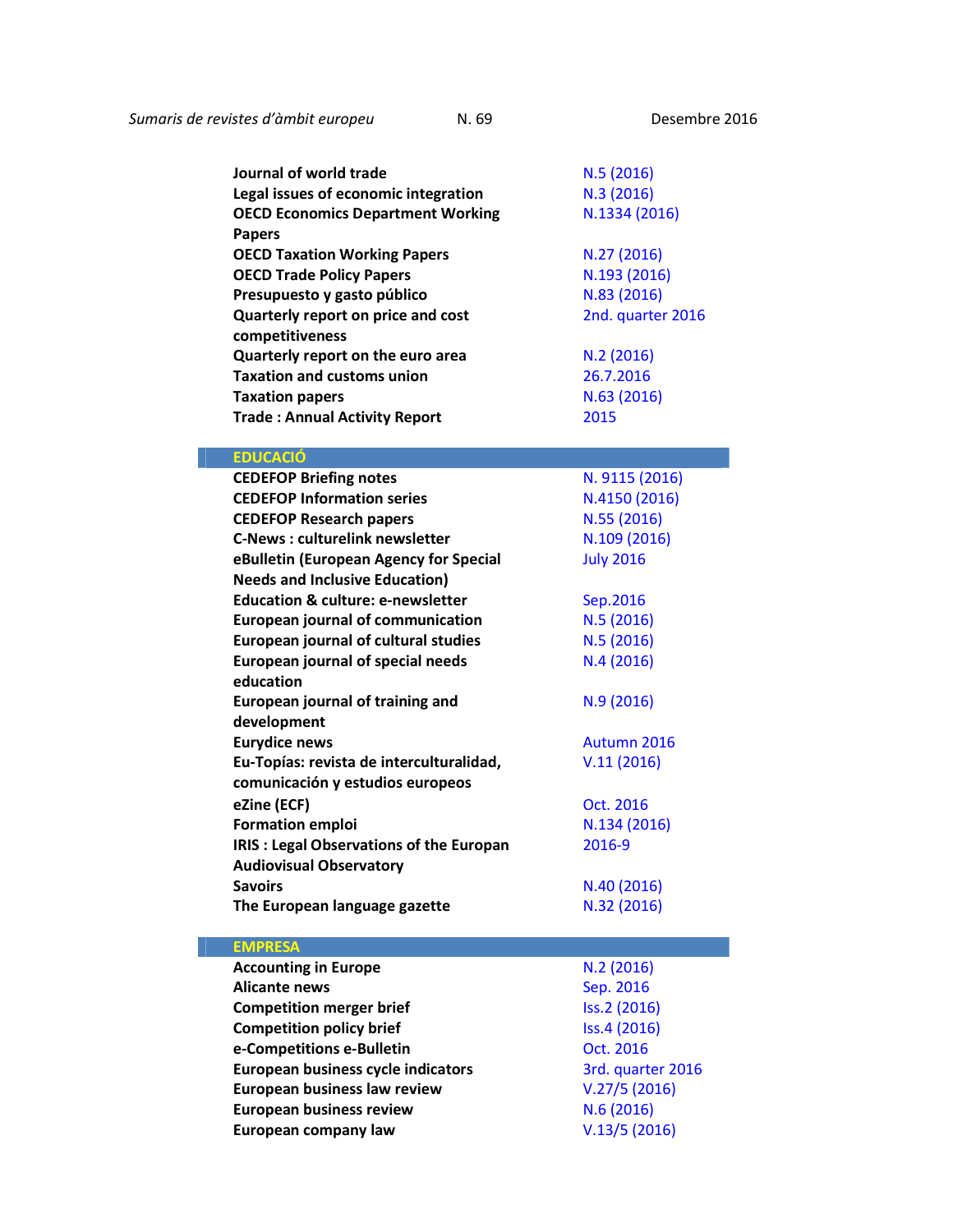| | |
|---|---|
| **Journal of world trade** | N.5 (2016) |
| **Legal issues of economic integration** | N.3 (2016) |
| **OECD Economics Department Working Papers** | N.1334 (2016) |
| **OECD Taxation Working Papers** | N.27 (2016) |
| **OECD Trade Policy Papers** | N.193 (2016) |
| **Presupuesto y gasto público** | N.83 (2016) |
| **Quarterly report on price and cost competitiveness** | 2nd. quarter 2016 |
| **Quarterly report on the euro area** | N.2 (2016) |
| **Taxation and customs union** | 26.7.2016 |
| **Taxation papers** | N.63 (2016) |
| **Trade : Annual Activity Report** | 2015 |

## EDUCACIÓ

| | |
|---|---|
| **CEDEFOP Briefing notes** | N. 9115 (2016) |
| **CEDEFOP Information series** | N.4150 (2016) |
| **CEDEFOP Research papers** | N.55 (2016) |
| **C-News : culturelink newsletter** | N.109 (2016) |
| **eBulletin (European Agency for Special Needs and Inclusive Education)** | July 2016 |
| **Education & culture: e-newsletter** | Sep.2016 |
| **European journal of communication** | N.5 (2016) |
| **European journal of cultural studies** | N.5 (2016) |
| **European journal of special needs education** | N.4 (2016) |
| **European journal of training and development** | N.9 (2016) |
| **Eurydice news** | Autumn 2016 |
| **Eu-Topías: revista de interculturalidad, comunicación y estudios europeos** | V.11 (2016) |
| **eZine (ECF)** | Oct. 2016 |
| **Formation emploi** | N.134 (2016) |
| **IRIS : Legal Observations of the Europan Audiovisual Observatory** | 2016-9 |
| **Savoirs** | N.40 (2016) |
| **The European language gazette** | N.32 (2016) |

## EMPRESA

| | |
|---|---|
| **Accounting in Europe** | N.2 (2016) |
| **Alicante news** | Sep. 2016 |
| **Competition merger brief** | Iss.2 (2016) |
| **Competition policy brief** | Iss.4 (2016) |
| **e-Competitions e-Bulletin** | Oct. 2016 |
| **European business cycle indicators** | 3rd. quarter 2016 |
| **European business law review** | V.27/5 (2016) |
| **European business review** | N.6 (2016) |
| **European company law** | V.13/5 (2016) |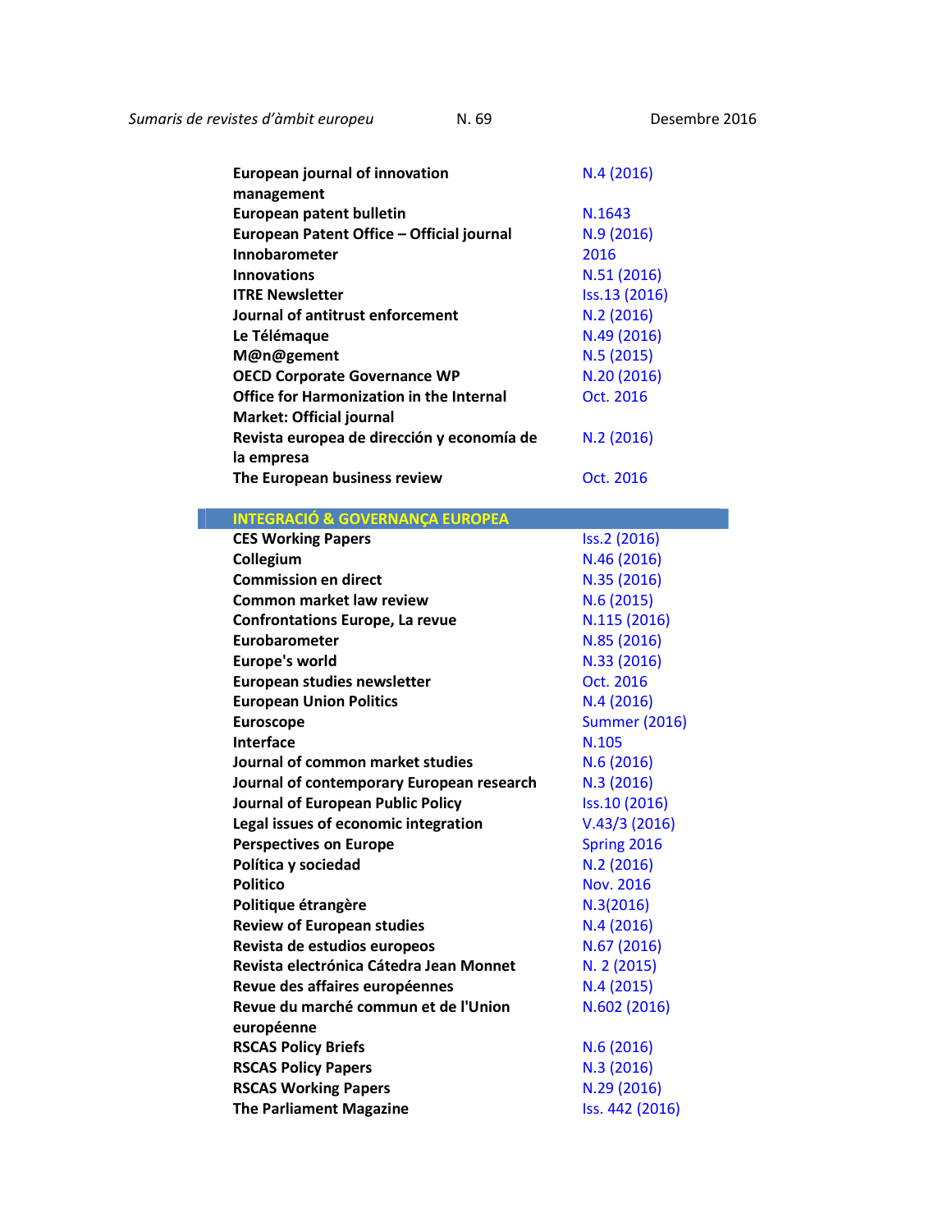| | |
|---|---|
| **European journal of innovation management** | N.4 (2016) |
| **European patent bulletin** | N.1643 |
| **European Patent Office – Official journal** | N.9 (2016) |
| **Innobarometer** | 2016 |
| **Innovations** | N.51 (2016) |
| **ITRE Newsletter** | Iss.13 (2016) |
| **Journal of antitrust enforcement** | N.2 (2016) |
| **Le Télémaque** | N.49 (2016) |
| **M@n@gement** | N.5 (2015) |
| **OECD Corporate Governance WP** | N.20 (2016) |
| **Office for Harmonization in the Internal Market: Official journal** | Oct. 2016 |
| **Revista europea de dirección y economía de la empresa** | N.2 (2016) |
| **The European business review** | Oct. 2016 |

## INTEGRACIÓ & GOVERNANÇA EUROPEA

| | |
|---|---|
| **CES Working Papers** | Iss.2 (2016) |
| **Collegium** | N.46 (2016) |
| **Commission en direct** | N.35 (2016) |
| **Common market law review** | N.6 (2015) |
| **Confrontations Europe, La revue** | N.115 (2016) |
| **Eurobarometer** | N.85 (2016) |
| **Europe's world** | N.33 (2016) |
| **European studies newsletter** | Oct. 2016 |
| **European Union Politics** | N.4 (2016) |
| **Euroscope** | Summer (2016) |
| **Interface** | N.105 |
| **Journal of common market studies** | N.6 (2016) |
| **Journal of contemporary European research** | N.3 (2016) |
| **Journal of European Public Policy** | Iss.10 (2016) |
| **Legal issues of economic integration** | V.43/3 (2016) |
| **Perspectives on Europe** | Spring 2016 |
| **Política y sociedad** | N.2 (2016) |
| **Politico** | Nov. 2016 |
| **Politique étrangère** | N.3(2016) |
| **Review of European studies** | N.4 (2016) |
| **Revista de estudios europeos** | N.67 (2016) |
| **Revista electrónica Cátedra Jean Monnet** | N. 2 (2015) |
| **Revue des affaires européennes** | N.4 (2015) |
| **Revue du marché commun et de l'Union européenne** | N.602 (2016) |
| **RSCAS Policy Briefs** | N.6 (2016) |
| **RSCAS Policy Papers** | N.3 (2016) |
| **RSCAS Working Papers** | N.29 (2016) |
| **The Parliament Magazine** | Iss. 442 (2016) |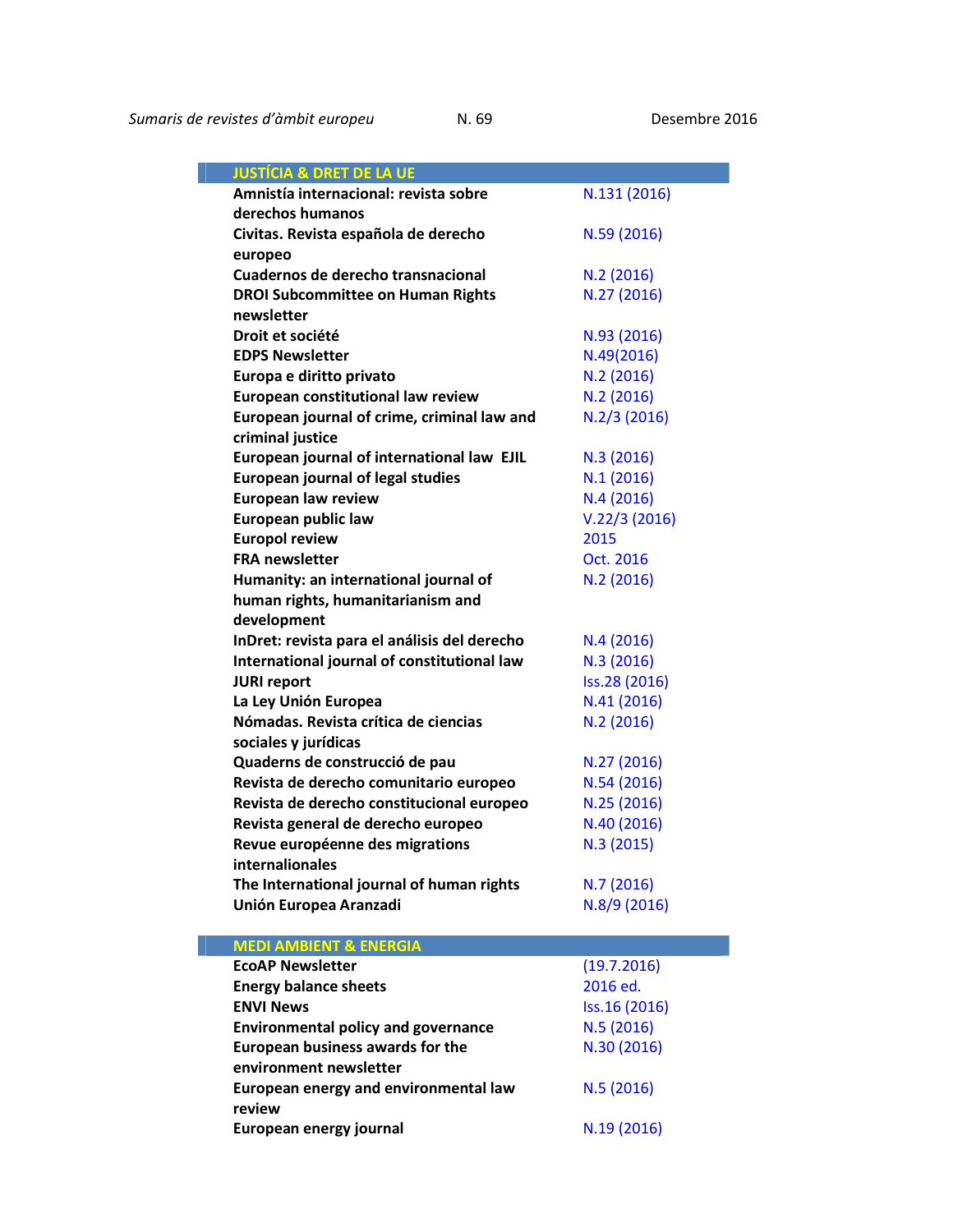| JUSTÍCIA & DRET DE LA UE | |
|---|---|
| **Amnistía internacional: revista sobre derechos humanos** | N.131 (2016) |
| **Civitas. Revista española de derecho europeo** | N.59 (2016) |
| **Cuadernos de derecho transnacional** | N.2 (2016) |
| **DROI Subcommittee on Human Rights newsletter** | N.27 (2016) |
| **Droit et société** | N.93 (2016) |
| **EDPS Newsletter** | N.49(2016) |
| **Europa e diritto privato** | N.2 (2016) |
| **European constitutional law review** | N.2 (2016) |
| **European journal of crime, criminal law and criminal justice** | N.2/3 (2016) |
| **European journal of international law EJIL** | N.3 (2016) |
| **European journal of legal studies** | N.1 (2016) |
| **European law review** | N.4 (2016) |
| **European public law** | V.22/3 (2016) |
| **Europol review** | 2015 |
| **FRA newsletter** | Oct. 2016 |
| **Humanity: an international journal of human rights, humanitarianism and development** | N.2 (2016) |
| **InDret: revista para el análisis del derecho** | N.4 (2016) |
| **International journal of constitutional law** | N.3 (2016) |
| **JURI report** | Iss.28 (2016) |
| **La Ley Unión Europea** | N.41 (2016) |
| **Nómadas. Revista crítica de ciencias sociales y jurídicas** | N.2 (2016) |
| **Quaderns de construcció de pau** | N.27 (2016) |
| **Revista de derecho comunitario europeo** | N.54 (2016) |
| **Revista de derecho constitucional europeo** | N.25 (2016) |
| **Revista general de derecho europeo** | N.40 (2016) |
| **Revue européenne des migrations internationales** | N.3 (2015) |
| **The International journal of human rights** | N.7 (2016) |
| **Unión Europea Aranzadi** | N.8/9 (2016) |

| MEDI AMBIENT & ENERGIA | |
|---|---|
| **EcoAP Newsletter** | (19.7.2016) |
| **Energy balance sheets** | 2016 ed. |
| **ENVI News** | Iss.16 (2016) |
| **Environmental policy and governance** | N.5 (2016) |
| **European business awards for the environment newsletter** | N.30 (2016) |
| **European energy and environmental law review** | N.5 (2016) |
| **European energy journal** | N.19 (2016) |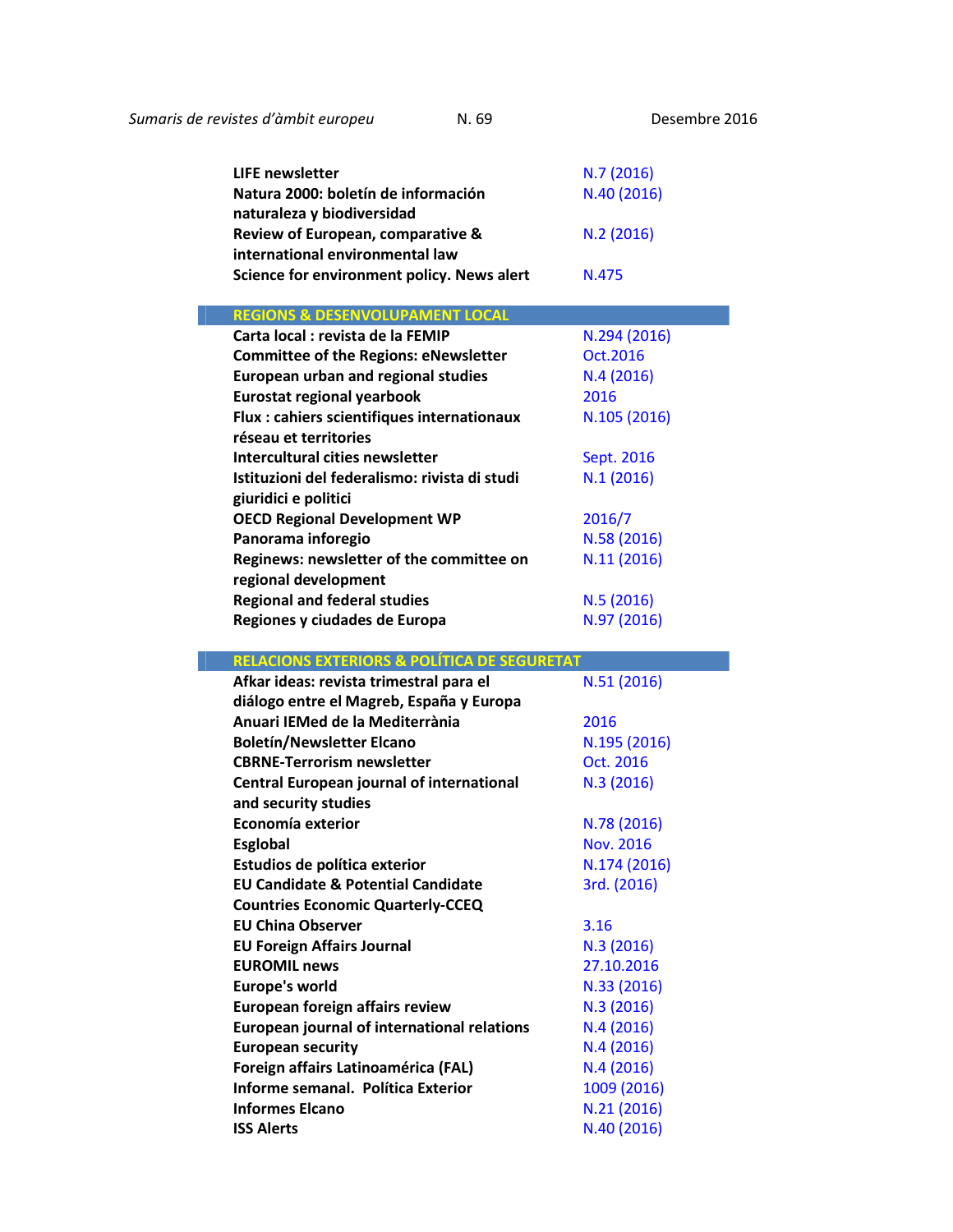| | |
|---|---|
| **LIFE newsletter** | N.7 (2016) |
| **Natura 2000: boletín de información naturaleza y biodiversidad** | N.40 (2016) |
| **Review of European, comparative & international environmental law** | N.2 (2016) |
| **Science for environment policy. News alert** | N.475 |

## REGIONS & DESENVOLUPAMENT LOCAL

| | |
|---|---|
| **Carta local : revista de la FEMIP** | N.294 (2016) |
| **Committee of the Regions: eNewsletter** | Oct.2016 |
| **European urban and regional studies** | N.4 (2016) |
| **Eurostat regional yearbook** | 2016 |
| **Flux : cahiers scientifiques internationaux réseau et territoires** | N.105 (2016) |
| **Intercultural cities newsletter** | Sept. 2016 |
| **Istituzioni del federalismo: rivista di studi giuridici e politici** | N.1 (2016) |
| **OECD Regional Development WP** | 2016/7 |
| **Panorama inforegio** | N.58 (2016) |
| **Reginews: newsletter of the committee on regional development** | N.11 (2016) |
| **Regional and federal studies** | N.5 (2016) |
| **Regiones y ciudades de Europa** | N.97 (2016) |

## RELACIONS EXTERIORS & POLÍTICA DE SEGURETAT

| | |
|---|---|
| **Afkar ideas: revista trimestral para el diálogo entre el Magreb, España y Europa** | N.51 (2016) |
| **Anuari IEMed de la Mediterrània** | 2016 |
| **Boletín/Newsletter Elcano** | N.195 (2016) |
| **CBRNE-Terrorism newsletter** | Oct. 2016 |
| **Central European journal of international and security studies** | N.3 (2016) |
| **Economía exterior** | N.78 (2016) |
| **Esglobal** | Nov. 2016 |
| **Estudios de política exterior** | N.174 (2016) |
| **EU Candidate & Potential Candidate Countries Economic Quarterly-CCEQ** | 3rd. (2016) |
| **EU China Observer** | 3.16 |
| **EU Foreign Affairs Journal** | N.3 (2016) |
| **EUROMIL news** | 27.10.2016 |
| **Europe's world** | N.33 (2016) |
| **European foreign affairs review** | N.3 (2016) |
| **European journal of international relations** | N.4 (2016) |
| **European security** | N.4 (2016) |
| **Foreign affairs Latinoamérica (FAL)** | N.4 (2016) |
| **Informe semanal. Política Exterior** | 1009 (2016) |
| **Informes Elcano** | N.21 (2016) |
| **ISS Alerts** | N.40 (2016) |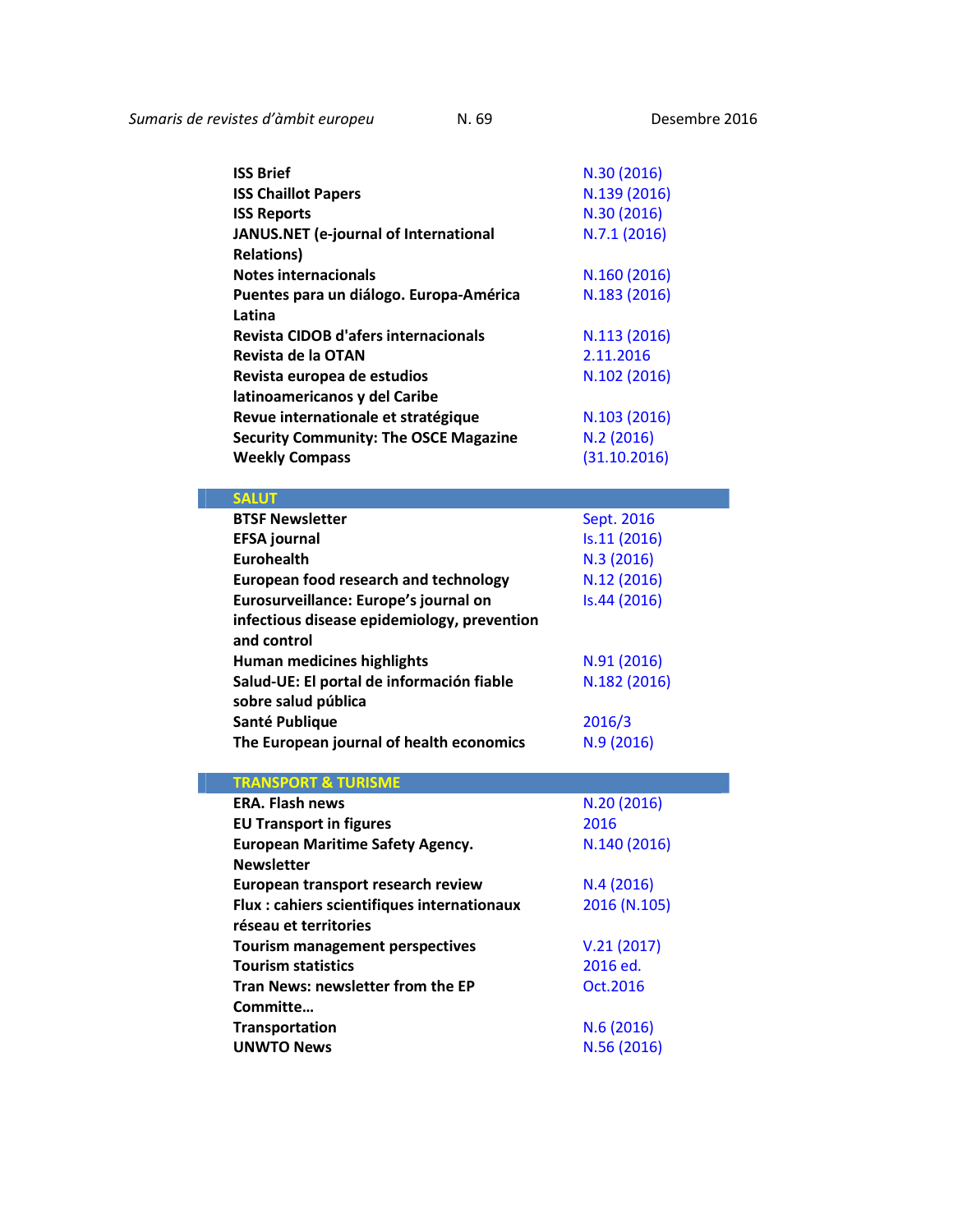| | |
|---|---|
| **ISS Brief** | N.30 (2016) |
| **ISS Chaillot Papers** | N.139 (2016) |
| **ISS Reports** | N.30 (2016) |
| **JANUS.NET (e-journal of International Relations)** | N.7.1 (2016) |
| **Notes internacionals** | N.160 (2016) |
| **Puentes para un diálogo. Europa-América Latina** | N.183 (2016) |
| **Revista CIDOB d'afers internacionals** | N.113 (2016) |
| **Revista de la OTAN** | 2.11.2016 |
| **Revista europea de estudios latinoamericanos y del Caribe** | N.102 (2016) |
| **Revue internationale et stratégique** | N.103 (2016) |
| **Security Community: The OSCE Magazine** | N.2 (2016) |
| **Weekly Compass** | (31.10.2016) |

## SALUT

| | |
|---|---|
| **BTSF Newsletter** | Sept. 2016 |
| **EFSA journal** | Is.11 (2016) |
| **Eurohealth** | N.3 (2016) |
| **European food research and technology** | N.12 (2016) |
| **Eurosurveillance: Europe's journal on infectious disease epidemiology, prevention and control** | Is.44 (2016) |
| **Human medicines highlights** | N.91 (2016) |
| **Salud-UE: El portal de información fiable sobre salud pública** | N.182 (2016) |
| **Santé Publique** | 2016/3 |
| **The European journal of health economics** | N.9 (2016) |

## TRANSPORT & TURISME

| | |
|---|---|
| **ERA. Flash news** | N.20 (2016) |
| **EU Transport in figures** | 2016 |
| **European Maritime Safety Agency. Newsletter** | N.140 (2016) |
| **European transport research review** | N.4 (2016) |
| **Flux : cahiers scientifiques internationaux réseau et territoires** | 2016 (N.105) |
| **Tourism management perspectives** | V.21 (2017) |
| **Tourism statistics** | 2016 ed. |
| **Tran News: newsletter from the EP Committe…** | Oct.2016 |
| **Transportation** | N.6 (2016) |
| **UNWTO News** | N.56 (2016) |